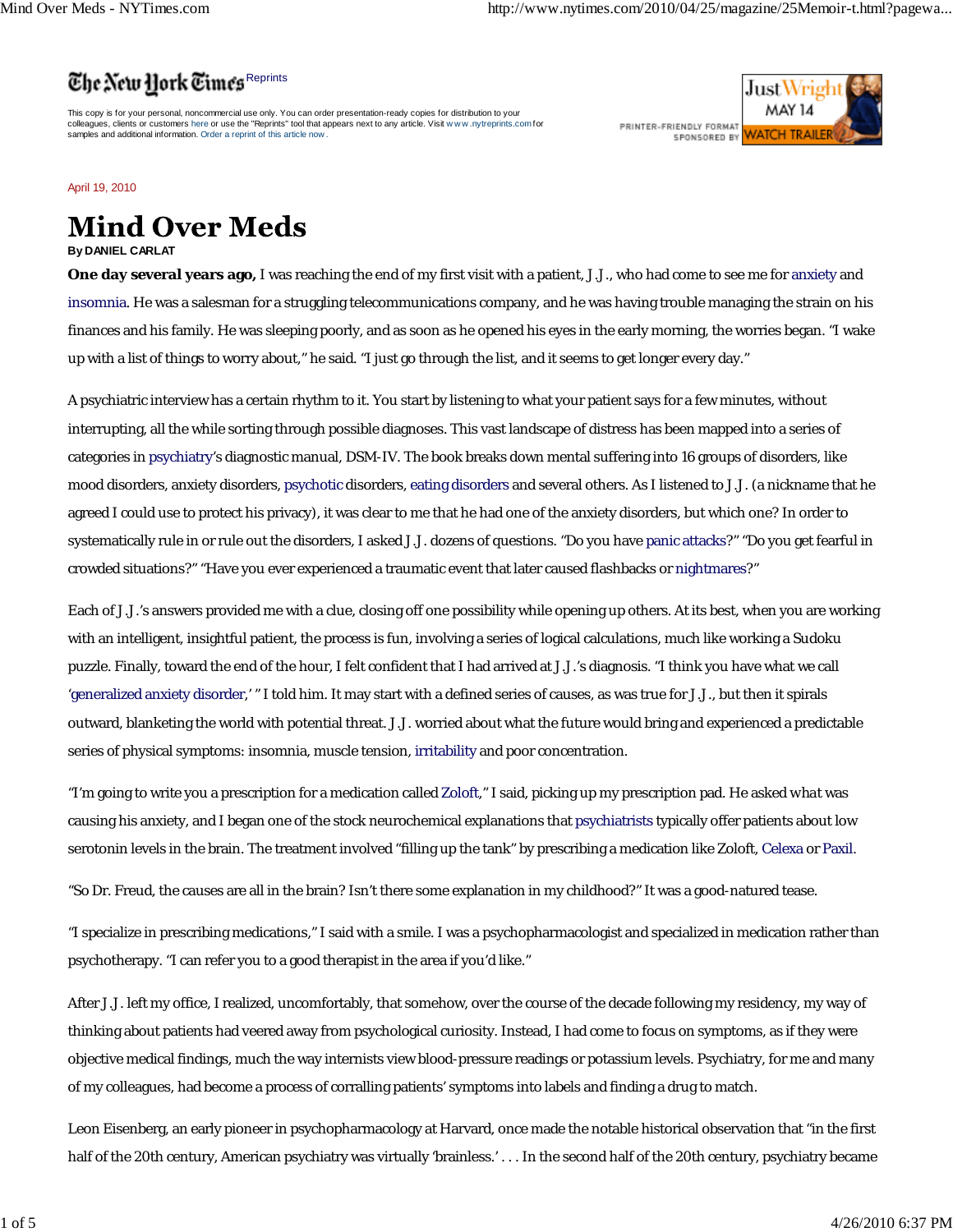April 19, 2010

# Mind Over Meds

**By DANIEL CARLAT**

**One day several years ago,** I was reaching the end of my first visit with a patient, J.J., who had come to see me for anxiety and insomnia. He was a salesman for a struggling telecommunications company, and he was having trouble managing the strain on his finances and his family. He was sleeping poorly, and as soon as he opened his eyes in the early morning, the worries began. "I wake up with a list of things to worry about," he said. "I just go through the list, and it seems to get longer every day."

A psychiatric interview has a certain rhythm to it. You start by listening to what your patient says for a few minutes, without interrupting, all the while sorting through possible diagnoses. This vast landscape of distress has been mapped into a series of categories in psychiatry's diagnostic manual, DSM-IV. The book breaks down mental suffering into 16 groups of disorders, like mood disorders, anxiety disorders, psychotic disorders, eating disorders and several others. As I listened to J.J. (a nickname that he agreed I could use to protect his privacy), it was clear to me that he had one of the anxiety disorders, but which one? In order to systematically rule in or rule out the disorders, I asked J.J. dozens of questions. "Do you have panic attacks?" "Do you get fearful in crowded situations?" "Have you ever experienced a traumatic event that later caused flashbacks or nightmares?"

Each of J.J.'s answers provided me with a clue, closing off one possibility while opening up others. At its best, when you are working with an intelligent, insightful patient, the process is fun, involving a series of logical calculations, much like working a Sudoku puzzle. Finally, toward the end of the hour, I felt confident that I had arrived at J.J.'s diagnosis. "I think you have what we call 'generalized anxiety disorder,' " I told him. It may start with a defined series of causes, as was true for J.J., but then it spirals outward, blanketing the world with potential threat. J.J. worried about what the future would bring and experienced a predictable series of physical symptoms: insomnia, muscle tension, irritability and poor concentration.

"I'm going to write you a prescription for a medication called Zoloft," I said, picking up my prescription pad. He asked what was causing his anxiety, and I began one of the stock neurochemical explanations that psychiatrists typically offer patients about low serotonin levels in the brain. The treatment involved "filling up the tank" by prescribing a medication like Zoloft, Celexa or Paxil.

"So Dr. Freud, the causes are all in the brain? Isn't there some explanation in my childhood?" It was a good-natured tease.

"I specialize in prescribing medications," I said with a smile. I was a psychopharmacologist and specialized in medication rather than psychotherapy. "I can refer you to a good therapist in the area if you'd like."

After J.J. left my office, I realized, uncomfortably, that somehow, over the course of the decade following my residency, my way of thinking about patients had veered away from psychological curiosity. Instead, I had come to focus on symptoms, as if they were objective medical findings, much the way internists view blood-pressure readings or potassium levels. Psychiatry, for me and many of my colleagues, had become a process of corralling patients' symptoms into labels and finding a drug to match.

Leon Eisenberg, an early pioneer in psychopharmacology at Harvard, once made the notable historical observation that "in the first half of the 20th century, American psychiatry was virtually 'brainless.' . . . In the second half of the 20th century, psychiatry became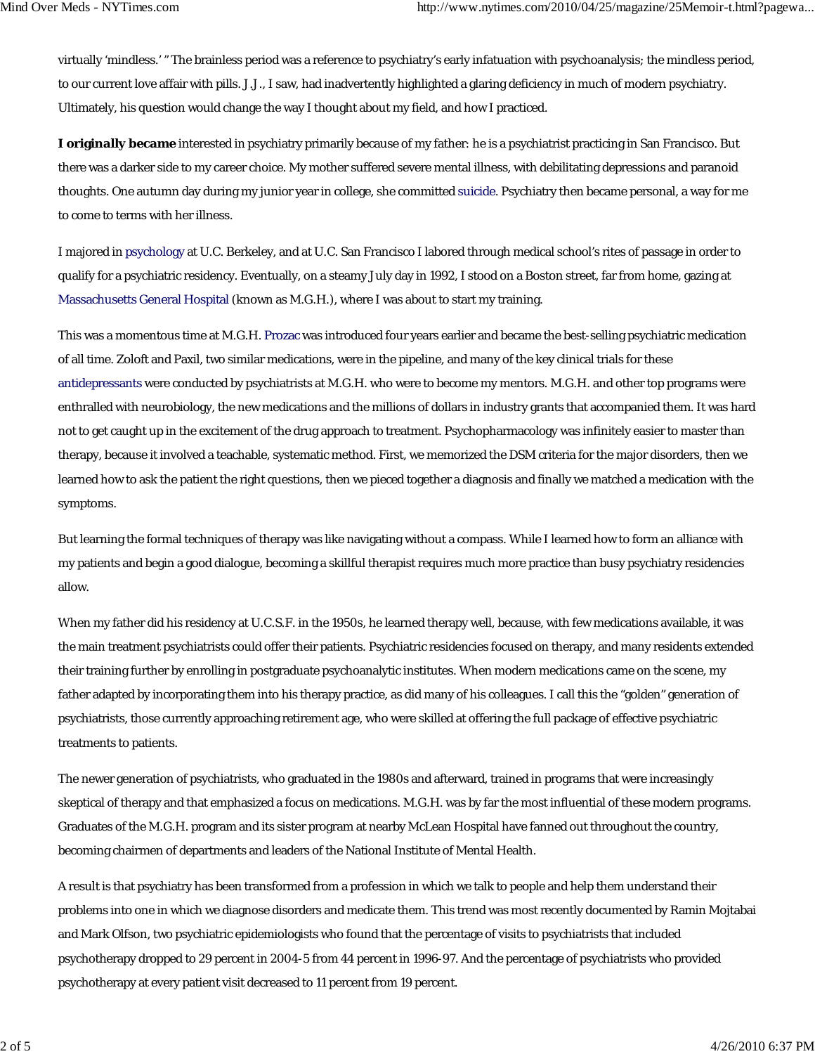virtually 'mindless.' " The brainless period was a reference to psychiatry's early infatuation with psychoanalysis; the mindless period, to our current love affair with pills. J.J., I saw, had inadvertently highlighted a glaring deficiency in much of modern psychiatry. Ultimately, his question would change the way I thought about my field, and how I practiced.

**I originally became** interested in psychiatry primarily because of my father: he is a psychiatrist practicing in San Francisco. But there was a darker side to my career choice. My mother suffered severe mental illness, with debilitating depressions and paranoid thoughts. One autumn day during my junior year in college, she committed suicide. Psychiatry then became personal, a way for me to come to terms with her illness.

I majored in psychology at U.C. Berkeley, and at U.C. San Francisco I labored through medical school's rites of passage in order to qualify for a psychiatric residency. Eventually, on a steamy July day in 1992, I stood on a Boston street, far from home, gazing at Massachusetts General Hospital (known as M.G.H.), where I was about to start my training.

This was a momentous time at M.G.H. Prozac was introduced four years earlier and became the best-selling psychiatric medication of all time. Zoloft and Paxil, two similar medications, were in the pipeline, and many of the key clinical trials for these antidepressants were conducted by psychiatrists at M.G.H. who were to become my mentors. M.G.H. and other top programs were enthralled with neurobiology, the new medications and the millions of dollars in industry grants that accompanied them. It was hard not to get caught up in the excitement of the drug approach to treatment. Psychopharmacology was infinitely easier to master than therapy, because it involved a teachable, systematic method. First, we memorized the DSM criteria for the major disorders, then we learned how to ask the patient the right questions, then we pieced together a diagnosis and finally we matched a medication with the symptoms.

But learning the formal techniques of therapy was like navigating without a compass. While I learned how to form an alliance with my patients and begin a good dialogue, becoming a skillful therapist requires much more practice than busy psychiatry residencies allow.

When my father did his residency at U.C.S.F. in the 1950s, he learned therapy well, because, with few medications available, it was the main treatment psychiatrists could offer their patients. Psychiatric residencies focused on therapy, and many residents extended their training further by enrolling in postgraduate psychoanalytic institutes. When modern medications came on the scene, my father adapted by incorporating them into his therapy practice, as did many of his colleagues. I call this the "golden" generation of psychiatrists, those currently approaching retirement age, who were skilled at offering the full package of effective psychiatric treatments to patients.

The newer generation of psychiatrists, who graduated in the 1980s and afterward, trained in programs that were increasingly skeptical of therapy and that emphasized a focus on medications. M.G.H. was by far the most influential of these modern programs. Graduates of the M.G.H. program and its sister program at nearby McLean Hospital have fanned out throughout the country, becoming chairmen of departments and leaders of the National Institute of Mental Health.

A result is that psychiatry has been transformed from a profession in which we talk to people and help them understand their problems into one in which we diagnose disorders and medicate them. This trend was most recently documented by Ramin Mojtabai and Mark Olfson, two psychiatric epidemiologists who found that the percentage of visits to psychiatrists that included psychotherapy dropped to 29 percent in 2004-5 from 44 percent in 1996-97. And the percentage of psychiatrists who provided psychotherapy at every patient visit decreased to 11 percent from 19 percent.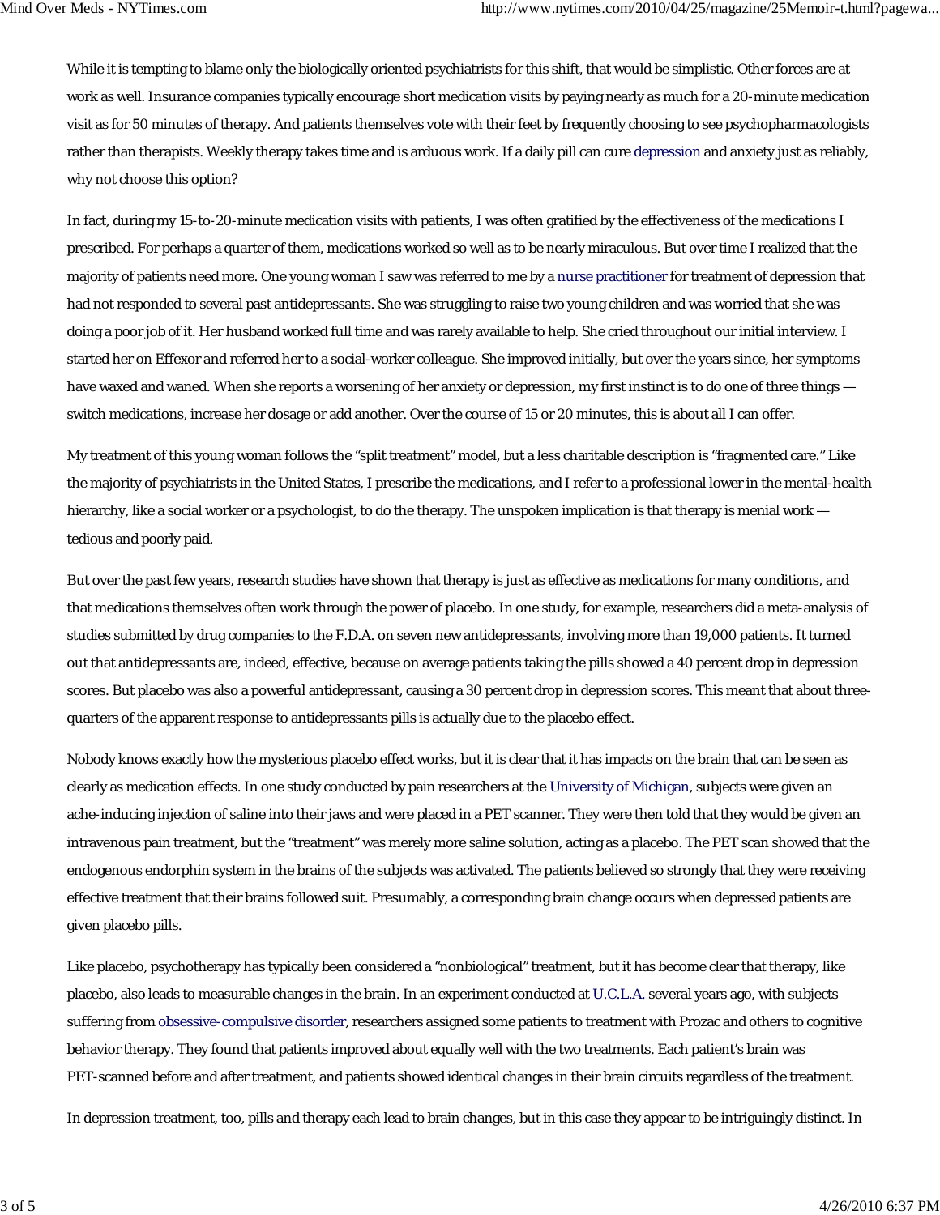While it is tempting to blame only the biologically oriented psychiatrists for this shift, that would be simplistic. Other forces are at work as well. Insurance companies typically encourage short medication visits by paying nearly as much for a 20-minute medication visit as for 50 minutes of therapy. And patients themselves vote with their feet by frequently choosing to see psychopharmacologists rather than therapists. Weekly therapy takes time and is arduous work. If a daily pill can cure depression and anxiety just as reliably, why not choose this option?

In fact, during my 15-to-20-minute medication visits with patients, I was often gratified by the effectiveness of the medications I prescribed. For perhaps a quarter of them, medications worked so well as to be nearly miraculous. But over time I realized that the majority of patients need more. One young woman I saw was referred to me by a nurse practitioner for treatment of depression that had not responded to several past antidepressants. She was struggling to raise two young children and was worried that she was doing a poor job of it. Her husband worked full time and was rarely available to help. She cried throughout our initial interview. I started her on Effexor and referred her to a social-worker colleague. She improved initially, but over the years since, her symptoms have waxed and waned. When she reports a worsening of her anxiety or depression, my first instinct is to do one of three things — switch medications, increase her dosage or add another. Over the course of 15 or 20 minutes, this is about all I can offer.

My treatment of this young woman follows the "split treatment" model, but a less charitable description is "fragmented care." Like the majority of psychiatrists in the United States, I prescribe the medications, and I refer to a professional lower in the mental-health hierarchy, like a social worker or a psychologist, to do the therapy. The unspoken implication is that therapy is menial work — tedious and poorly paid.

But over the past few years, research studies have shown that therapy is just as effective as medications for many conditions, and that medications themselves often work through the power of placebo. In one study, for example, researchers did a meta-analysis of studies submitted by drug companies to the F.D.A. on seven new antidepressants, involving more than 19,000 patients. It turned out that antidepressants are, indeed, effective, because on average patients taking the pills showed a 40 percent drop in depression scores. But placebo was also a powerful antidepressant, causing a 30 percent drop in depression scores. This meant that about three-quarters of the apparent response to antidepressants pills is actually due to the placebo effect.

Nobody knows exactly how the mysterious placebo effect works, but it is clear that it has impacts on the brain that can be seen as clearly as medication effects. In one study conducted by pain researchers at the University of Michigan, subjects were given an ache-inducing injection of saline into their jaws and were placed in a PET scanner. They were then told that they would be given an intravenous pain treatment, but the "treatment" was merely more saline solution, acting as a placebo. The PET scan showed that the endogenous endorphin system in the brains of the subjects was activated. The patients believed so strongly that they were receiving effective treatment that their brains followed suit. Presumably, a corresponding brain change occurs when depressed patients are given placebo pills.

Like placebo, psychotherapy has typically been considered a "nonbiological" treatment, but it has become clear that therapy, like placebo, also leads to measurable changes in the brain. In an experiment conducted at U.C.L.A. several years ago, with subjects suffering from obsessive-compulsive disorder, researchers assigned some patients to treatment with Prozac and others to cognitive behavior therapy. They found that patients improved about equally well with the two treatments. Each patient's brain was PET-scanned before and after treatment, and patients showed identical changes in their brain circuits regardless of the treatment.

In depression treatment, too, pills and therapy each lead to brain changes, but in this case they appear to be intriguingly distinct. In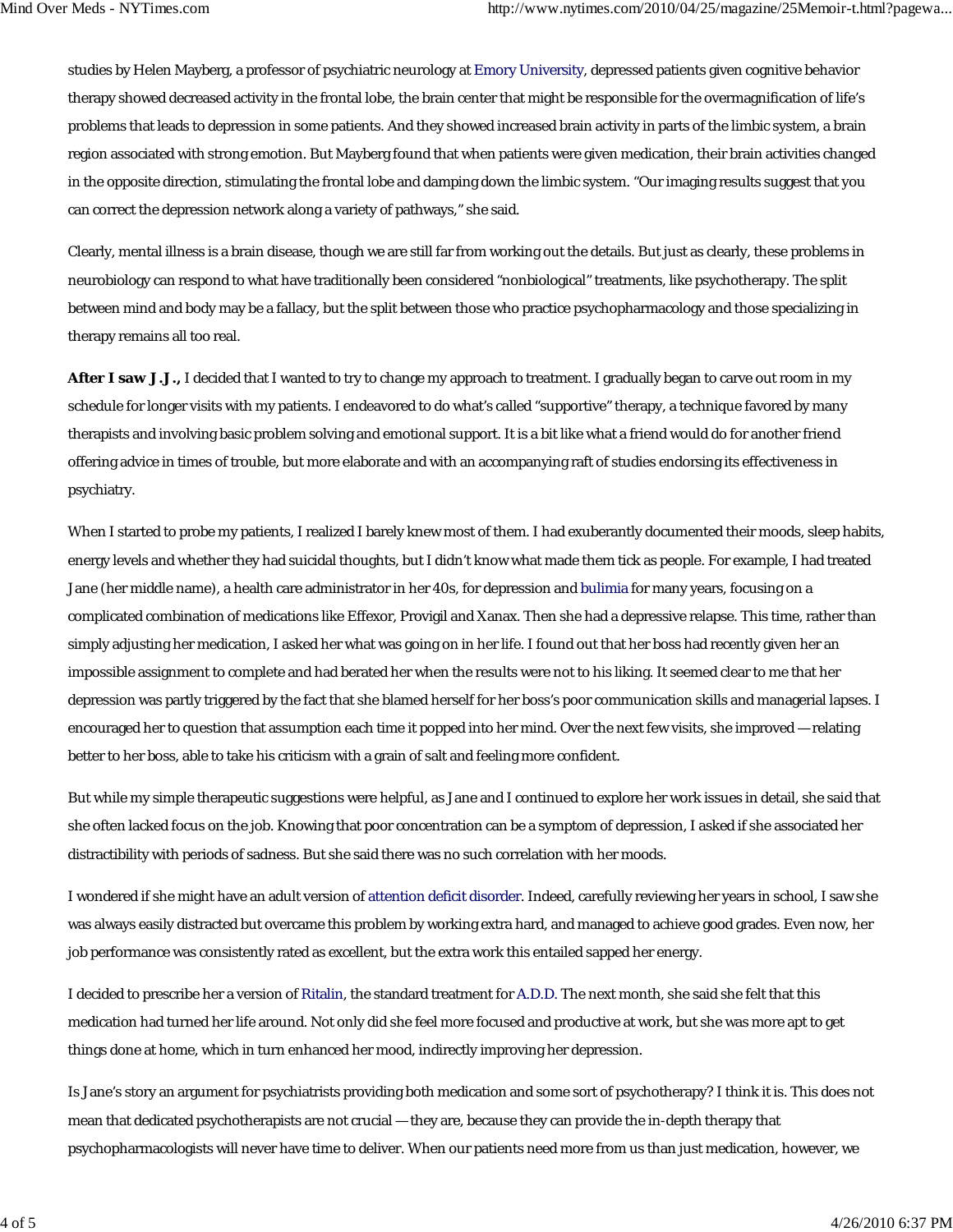studies by Helen Mayberg, a professor of psychiatric neurology at Emory University, depressed patients given cognitive behavior therapy showed decreased activity in the frontal lobe, the brain center that might be responsible for the overmagnification of life's problems that leads to depression in some patients. And they showed increased brain activity in parts of the limbic system, a brain region associated with strong emotion. But Mayberg found that when patients were given medication, their brain activities changed in the opposite direction, stimulating the frontal lobe and damping down the limbic system. "Our imaging results suggest that you can correct the depression network along a variety of pathways," she said.

Clearly, mental illness is a brain disease, though we are still far from working out the details. But just as clearly, these problems in neurobiology can respond to what have traditionally been considered "nonbiological" treatments, like psychotherapy. The split between mind and body may be a fallacy, but the split between those who practice psychopharmacology and those specializing in therapy remains all too real.

**After I saw J.J.,** I decided that I wanted to try to change my approach to treatment. I gradually began to carve out room in my schedule for longer visits with my patients. I endeavored to do what's called "supportive" therapy, a technique favored by many therapists and involving basic problem solving and emotional support. It is a bit like what a friend would do for another friend offering advice in times of trouble, but more elaborate and with an accompanying raft of studies endorsing its effectiveness in psychiatry.

When I started to probe my patients, I realized I barely knew most of them. I had exuberantly documented their moods, sleep habits, energy levels and whether they had suicidal thoughts, but I didn't know what made them tick as people. For example, I had treated Jane (her middle name), a health care administrator in her 40s, for depression and bulimia for many years, focusing on a complicated combination of medications like Effexor, Provigil and Xanax. Then she had a depressive relapse. This time, rather than simply adjusting her medication, I asked her what was going on in her life. I found out that her boss had recently given her an impossible assignment to complete and had berated her when the results were not to his liking. It seemed clear to me that her depression was partly triggered by the fact that she blamed herself for her boss's poor communication skills and managerial lapses. I encouraged her to question that assumption each time it popped into her mind. Over the next few visits, she improved — relating better to her boss, able to take his criticism with a grain of salt and feeling more confident.

But while my simple therapeutic suggestions were helpful, as Jane and I continued to explore her work issues in detail, she said that she often lacked focus on the job. Knowing that poor concentration can be a symptom of depression, I asked if she associated her distractibility with periods of sadness. But she said there was no such correlation with her moods.

I wondered if she might have an adult version of attention deficit disorder. Indeed, carefully reviewing her years in school, I saw she was always easily distracted but overcame this problem by working extra hard, and managed to achieve good grades. Even now, her job performance was consistently rated as excellent, but the extra work this entailed sapped her energy.

I decided to prescribe her a version of Ritalin, the standard treatment for A.D.D. The next month, she said she felt that this medication had turned her life around. Not only did she feel more focused and productive at work, but she was more apt to get things done at home, which in turn enhanced her mood, indirectly improving her depression.

Is Jane's story an argument for psychiatrists providing both medication and some sort of psychotherapy? I think it is. This does not mean that dedicated psychotherapists are not crucial — they are, because they can provide the in-depth therapy that psychopharmacologists will never have time to deliver. When our patients need more from us than just medication, however, we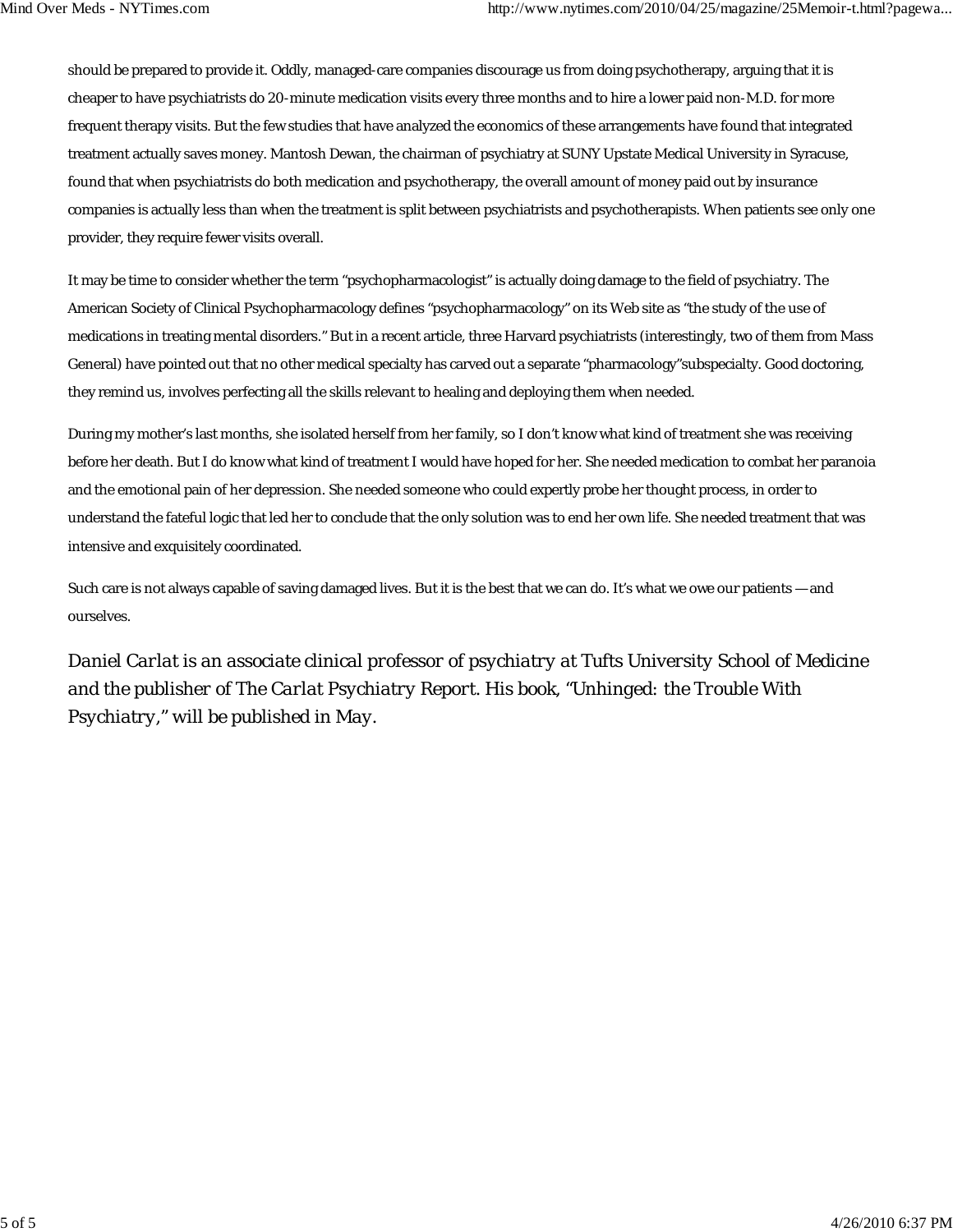should be prepared to provide it. Oddly, managed-care companies discourage us from doing psychotherapy, arguing that it is cheaper to have psychiatrists do 20-minute medication visits every three months and to hire a lower paid non-M.D. for more frequent therapy visits. But the few studies that have analyzed the economics of these arrangements have found that integrated treatment actually saves money. Mantosh Dewan, the chairman of psychiatry at SUNY Upstate Medical University in Syracuse, found that when psychiatrists do both medication and psychotherapy, the overall amount of money paid out by insurance companies is actually less than when the treatment is split between psychiatrists and psychotherapists. When patients see only one provider, they require fewer visits overall.

It may be time to consider whether the term "psychopharmacologist" is actually doing damage to the field of psychiatry. The American Society of Clinical Psychopharmacology defines "psychopharmacology" on its Web site as "the study of the use of medications in treating mental disorders." But in a recent article, three Harvard psychiatrists (interestingly, two of them from Mass General) have pointed out that no other medical specialty has carved out a separate "pharmacology"subspecialty. Good doctoring, they remind us, involves perfecting all the skills relevant to healing and deploying them when needed.

During my mother's last months, she isolated herself from her family, so I don't know what kind of treatment she was receiving before her death. But I do know what kind of treatment I would have hoped for her. She needed medication to combat her paranoia and the emotional pain of her depression. She needed someone who could expertly probe her thought process, in order to understand the fateful logic that led her to conclude that the only solution was to end her own life. She needed treatment that was intensive and exquisitely coordinated.

Such care is not always capable of saving damaged lives. But it is the best that we can do. It's what we owe our patients — and ourselves.

*Daniel Carlat is an associate clinical professor of psychiatry at Tufts University School of Medicine and the publisher of The Carlat Psychiatry Report. His book, "Unhinged: the Trouble With Psychiatry," will be published in May.*